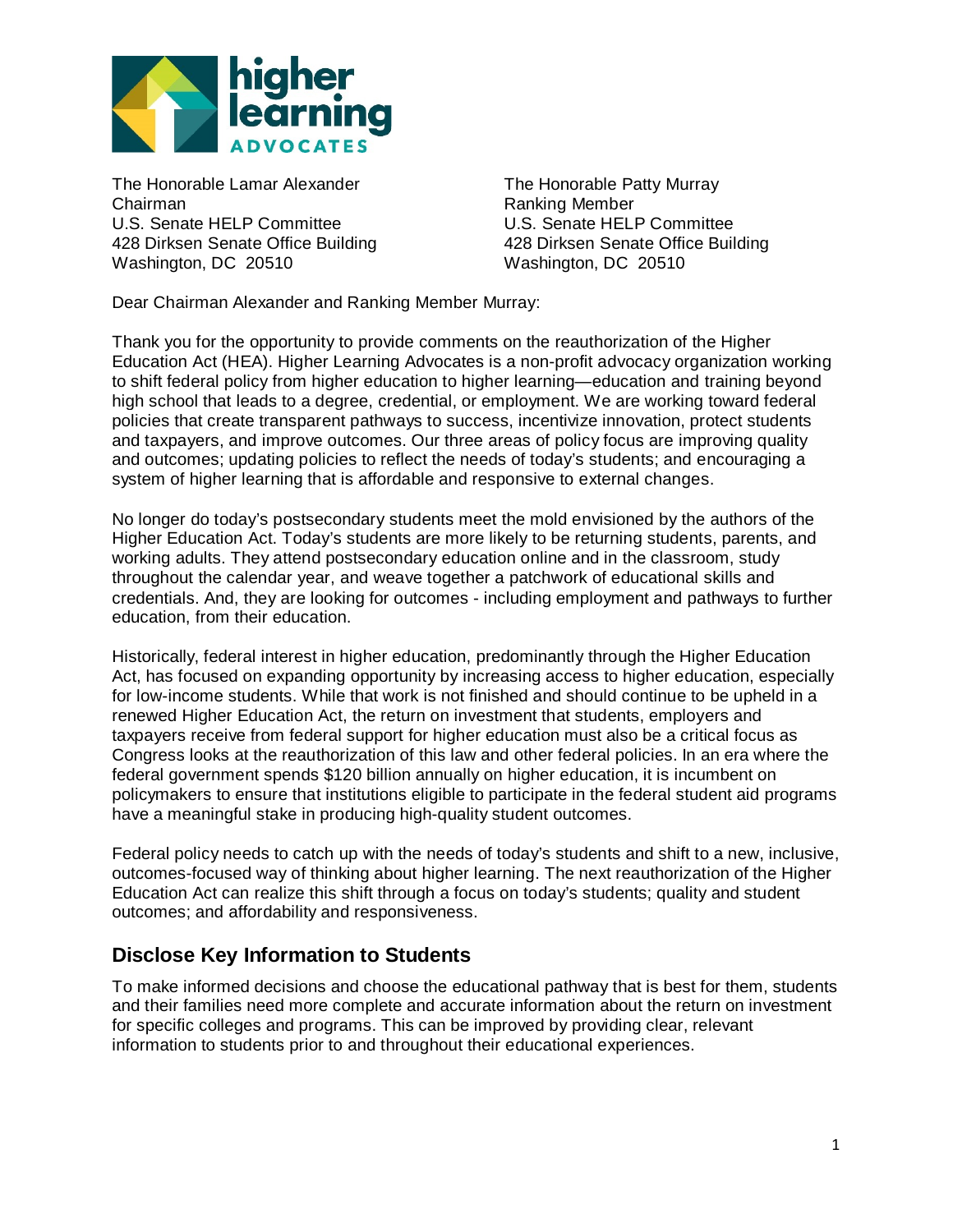The Honorable Lamar Alexander
Chairman
U.S. Senate HELP Committee
428 Dirksen Senate Office Building
Washington, DC 20510

The Honorable Patty Murray
Ranking Member
U.S. Senate HELP Committee
428 Dirksen Senate Office Building
Washington, DC 20510

Dear Chairman Alexander and Ranking Member Murray:

Thank you for the opportunity to provide comments on the reauthorization of the Higher Education Act (HEA). Higher Learning Advocates is a non-profit advocacy organization working to shift federal policy from higher education to higher learning—education and training beyond high school that leads to a degree, credential, or employment. We are working toward federal policies that create transparent pathways to success, incentivize innovation, protect students and taxpayers, and improve outcomes. Our three areas of policy focus are improving quality and outcomes; updating policies to reflect the needs of today's students; and encouraging a system of higher learning that is affordable and responsive to external changes.

No longer do today's postsecondary students meet the mold envisioned by the authors of the Higher Education Act. Today's students are more likely to be returning students, parents, and working adults. They attend postsecondary education online and in the classroom, study throughout the calendar year, and weave together a patchwork of educational skills and credentials. And, they are looking for outcomes - including employment and pathways to further education, from their education.

Historically, federal interest in higher education, predominantly through the Higher Education Act, has focused on expanding opportunity by increasing access to higher education, especially for low-income students. While that work is not finished and should continue to be upheld in a renewed Higher Education Act, the return on investment that students, employers and taxpayers receive from federal support for higher education must also be a critical focus as Congress looks at the reauthorization of this law and other federal policies. In an era where the federal government spends $120 billion annually on higher education, it is incumbent on policymakers to ensure that institutions eligible to participate in the federal student aid programs have a meaningful stake in producing high-quality student outcomes.

Federal policy needs to catch up with the needs of today's students and shift to a new, inclusive, outcomes-focused way of thinking about higher learning. The next reauthorization of the Higher Education Act can realize this shift through a focus on today's students; quality and student outcomes; and affordability and responsiveness.

## Disclose Key Information to Students

To make informed decisions and choose the educational pathway that is best for them, students and their families need more complete and accurate information about the return on investment for specific colleges and programs. This can be improved by providing clear, relevant information to students prior to and throughout their educational experiences.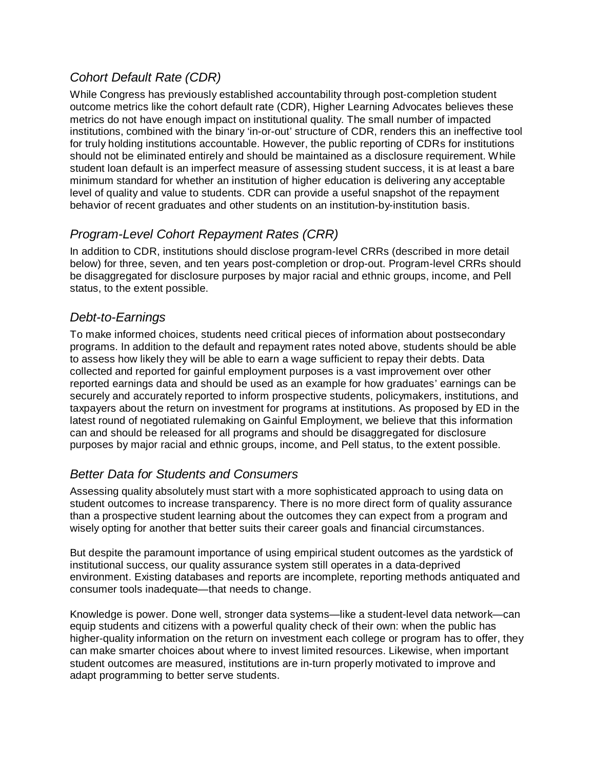### *Cohort Default Rate (CDR)*

While Congress has previously established accountability through post-completion student outcome metrics like the cohort default rate (CDR), Higher Learning Advocates believes these metrics do not have enough impact on institutional quality. The small number of impacted institutions, combined with the binary 'in-or-out' structure of CDR, renders this an ineffective tool for truly holding institutions accountable. However, the public reporting of CDRs for institutions should not be eliminated entirely and should be maintained as a disclosure requirement. While student loan default is an imperfect measure of assessing student success, it is at least a bare minimum standard for whether an institution of higher education is delivering any acceptable level of quality and value to students. CDR can provide a useful snapshot of the repayment behavior of recent graduates and other students on an institution-by-institution basis.

### *Program-Level Cohort Repayment Rates (CRR)*

In addition to CDR, institutions should disclose program-level CRRs (described in more detail below) for three, seven, and ten years post-completion or drop-out. Program-level CRRs should be disaggregated for disclosure purposes by major racial and ethnic groups, income, and Pell status, to the extent possible.

### *Debt-to-Earnings*

To make informed choices, students need critical pieces of information about postsecondary programs. In addition to the default and repayment rates noted above, students should be able to assess how likely they will be able to earn a wage sufficient to repay their debts. Data collected and reported for gainful employment purposes is a vast improvement over other reported earnings data and should be used as an example for how graduates' earnings can be securely and accurately reported to inform prospective students, policymakers, institutions, and taxpayers about the return on investment for programs at institutions. As proposed by ED in the latest round of negotiated rulemaking on Gainful Employment, we believe that this information can and should be released for all programs and should be disaggregated for disclosure purposes by major racial and ethnic groups, income, and Pell status, to the extent possible.

### *Better Data for Students and Consumers*

Assessing quality absolutely must start with a more sophisticated approach to using data on student outcomes to increase transparency. There is no more direct form of quality assurance than a prospective student learning about the outcomes they can expect from a program and wisely opting for another that better suits their career goals and financial circumstances.

But despite the paramount importance of using empirical student outcomes as the yardstick of institutional success, our quality assurance system still operates in a data-deprived environment. Existing databases and reports are incomplete, reporting methods antiquated and consumer tools inadequate—that needs to change.

Knowledge is power. Done well, stronger data systems—like a student-level data network—can equip students and citizens with a powerful quality check of their own: when the public has higher-quality information on the return on investment each college or program has to offer, they can make smarter choices about where to invest limited resources. Likewise, when important student outcomes are measured, institutions are in-turn properly motivated to improve and adapt programming to better serve students.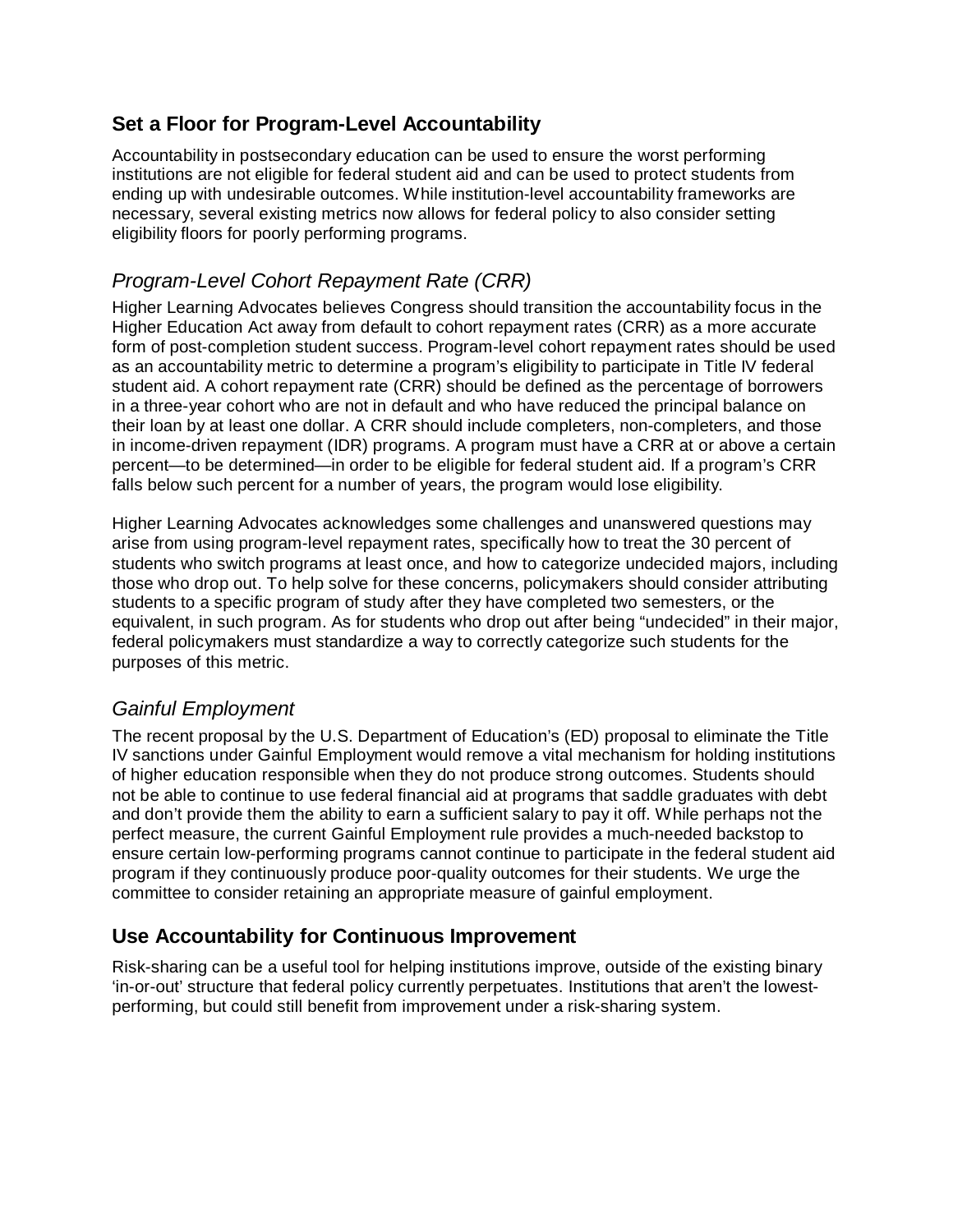## Set a Floor for Program-Level Accountability

Accountability in postsecondary education can be used to ensure the worst performing institutions are not eligible for federal student aid and can be used to protect students from ending up with undesirable outcomes. While institution-level accountability frameworks are necessary, several existing metrics now allows for federal policy to also consider setting eligibility floors for poorly performing programs.

### *Program-Level Cohort Repayment Rate (CRR)*

Higher Learning Advocates believes Congress should transition the accountability focus in the Higher Education Act away from default to cohort repayment rates (CRR) as a more accurate form of post-completion student success. Program-level cohort repayment rates should be used as an accountability metric to determine a program's eligibility to participate in Title IV federal student aid. A cohort repayment rate (CRR) should be defined as the percentage of borrowers in a three-year cohort who are not in default and who have reduced the principal balance on their loan by at least one dollar. A CRR should include completers, non-completers, and those in income-driven repayment (IDR) programs. A program must have a CRR at or above a certain percent—to be determined—in order to be eligible for federal student aid. If a program's CRR falls below such percent for a number of years, the program would lose eligibility.

Higher Learning Advocates acknowledges some challenges and unanswered questions may arise from using program-level repayment rates, specifically how to treat the 30 percent of students who switch programs at least once, and how to categorize undecided majors, including those who drop out. To help solve for these concerns, policymakers should consider attributing students to a specific program of study after they have completed two semesters, or the equivalent, in such program. As for students who drop out after being "undecided" in their major, federal policymakers must standardize a way to correctly categorize such students for the purposes of this metric.

### *Gainful Employment*

The recent proposal by the U.S. Department of Education's (ED) proposal to eliminate the Title IV sanctions under Gainful Employment would remove a vital mechanism for holding institutions of higher education responsible when they do not produce strong outcomes. Students should not be able to continue to use federal financial aid at programs that saddle graduates with debt and don't provide them the ability to earn a sufficient salary to pay it off. While perhaps not the perfect measure, the current Gainful Employment rule provides a much-needed backstop to ensure certain low-performing programs cannot continue to participate in the federal student aid program if they continuously produce poor-quality outcomes for their students. We urge the committee to consider retaining an appropriate measure of gainful employment.

## Use Accountability for Continuous Improvement

Risk-sharing can be a useful tool for helping institutions improve, outside of the existing binary 'in-or-out' structure that federal policy currently perpetuates. Institutions that aren't the lowest-performing, but could still benefit from improvement under a risk-sharing system.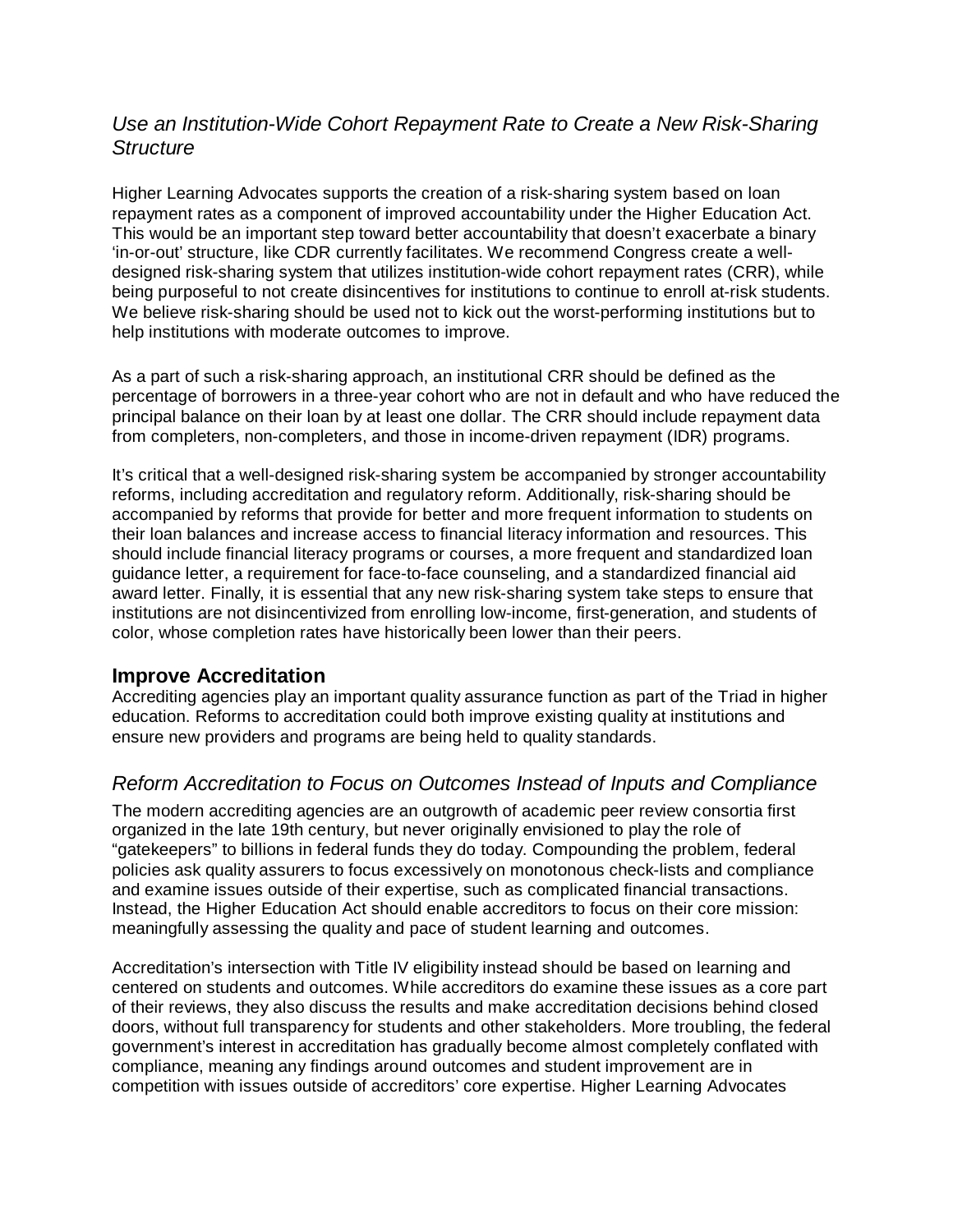### *Use an Institution-Wide Cohort Repayment Rate to Create a New Risk-Sharing Structure*

Higher Learning Advocates supports the creation of a risk-sharing system based on loan repayment rates as a component of improved accountability under the Higher Education Act. This would be an important step toward better accountability that doesn't exacerbate a binary 'in-or-out' structure, like CDR currently facilitates. We recommend Congress create a well-designed risk-sharing system that utilizes institution-wide cohort repayment rates (CRR), while being purposeful to not create disincentives for institutions to continue to enroll at-risk students. We believe risk-sharing should be used not to kick out the worst-performing institutions but to help institutions with moderate outcomes to improve.

As a part of such a risk-sharing approach, an institutional CRR should be defined as the percentage of borrowers in a three-year cohort who are not in default and who have reduced the principal balance on their loan by at least one dollar. The CRR should include repayment data from completers, non-completers, and those in income-driven repayment (IDR) programs.

It's critical that a well-designed risk-sharing system be accompanied by stronger accountability reforms, including accreditation and regulatory reform. Additionally, risk-sharing should be accompanied by reforms that provide for better and more frequent information to students on their loan balances and increase access to financial literacy information and resources. This should include financial literacy programs or courses, a more frequent and standardized loan guidance letter, a requirement for face-to-face counseling, and a standardized financial aid award letter. Finally, it is essential that any new risk-sharing system take steps to ensure that institutions are not disincentivized from enrolling low-income, first-generation, and students of color, whose completion rates have historically been lower than their peers.

## Improve Accreditation

Accrediting agencies play an important quality assurance function as part of the Triad in higher education. Reforms to accreditation could both improve existing quality at institutions and ensure new providers and programs are being held to quality standards.

### *Reform Accreditation to Focus on Outcomes Instead of Inputs and Compliance*

The modern accrediting agencies are an outgrowth of academic peer review consortia first organized in the late 19th century, but never originally envisioned to play the role of "gatekeepers" to billions in federal funds they do today. Compounding the problem, federal policies ask quality assurers to focus excessively on monotonous check-lists and compliance and examine issues outside of their expertise, such as complicated financial transactions. Instead, the Higher Education Act should enable accreditors to focus on their core mission: meaningfully assessing the quality and pace of student learning and outcomes.

Accreditation's intersection with Title IV eligibility instead should be based on learning and centered on students and outcomes. While accreditors do examine these issues as a core part of their reviews, they also discuss the results and make accreditation decisions behind closed doors, without full transparency for students and other stakeholders. More troubling, the federal government's interest in accreditation has gradually become almost completely conflated with compliance, meaning any findings around outcomes and student improvement are in competition with issues outside of accreditors' core expertise. Higher Learning Advocates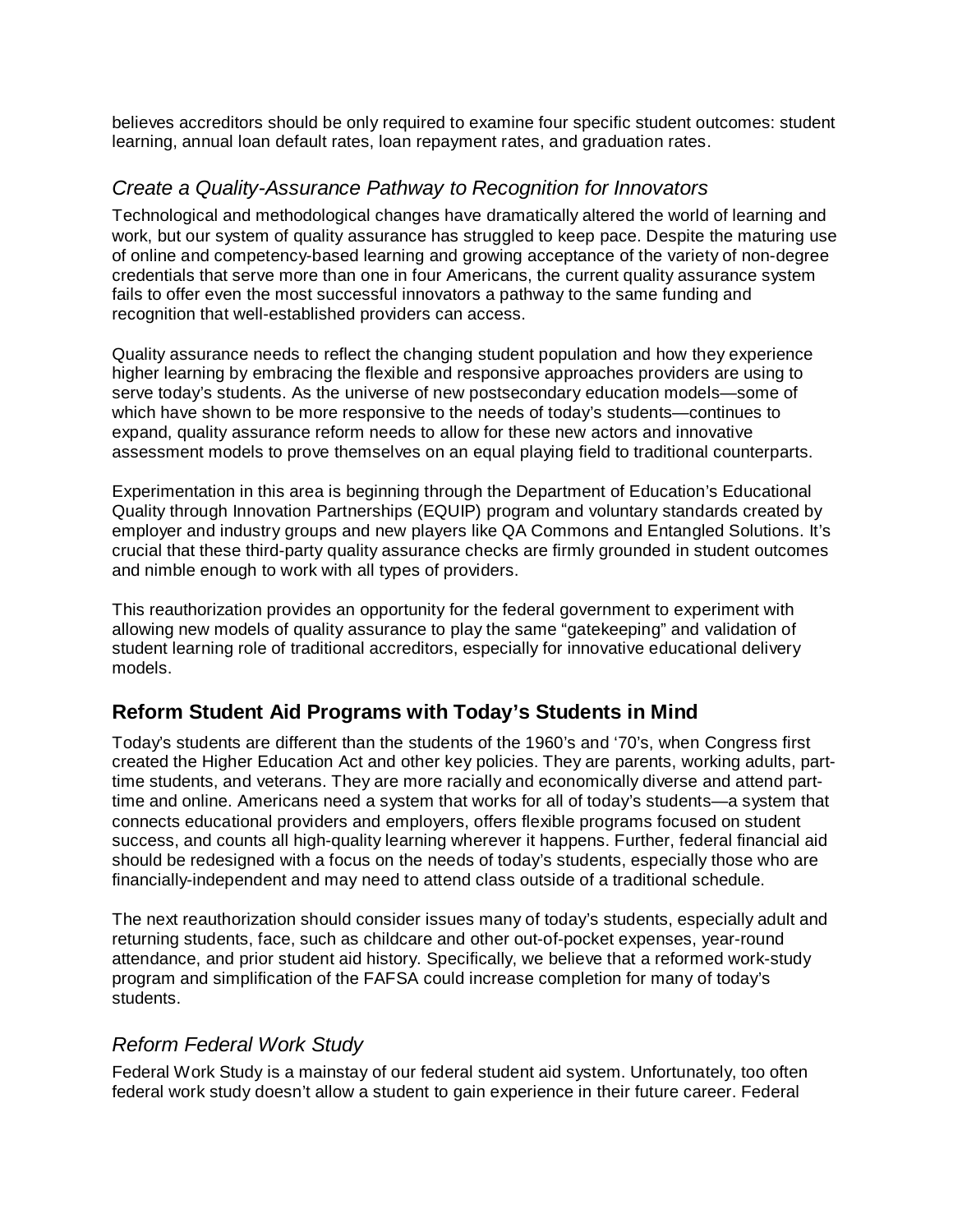believes accreditors should be only required to examine four specific student outcomes: student learning, annual loan default rates, loan repayment rates, and graduation rates.

### *Create a Quality-Assurance Pathway to Recognition for Innovators*

Technological and methodological changes have dramatically altered the world of learning and work, but our system of quality assurance has struggled to keep pace. Despite the maturing use of online and competency-based learning and growing acceptance of the variety of non-degree credentials that serve more than one in four Americans, the current quality assurance system fails to offer even the most successful innovators a pathway to the same funding and recognition that well-established providers can access.

Quality assurance needs to reflect the changing student population and how they experience higher learning by embracing the flexible and responsive approaches providers are using to serve today's students. As the universe of new postsecondary education models—some of which have shown to be more responsive to the needs of today's students—continues to expand, quality assurance reform needs to allow for these new actors and innovative assessment models to prove themselves on an equal playing field to traditional counterparts.

Experimentation in this area is beginning through the Department of Education's Educational Quality through Innovation Partnerships (EQUIP) program and voluntary standards created by employer and industry groups and new players like QA Commons and Entangled Solutions. It's crucial that these third-party quality assurance checks are firmly grounded in student outcomes and nimble enough to work with all types of providers.

This reauthorization provides an opportunity for the federal government to experiment with allowing new models of quality assurance to play the same "gatekeeping" and validation of student learning role of traditional accreditors, especially for innovative educational delivery models.

## **Reform Student Aid Programs with Today's Students in Mind**

Today's students are different than the students of the 1960's and '70's, when Congress first created the Higher Education Act and other key policies. They are parents, working adults, part-time students, and veterans. They are more racially and economically diverse and attend part-time and online. Americans need a system that works for all of today's students—a system that connects educational providers and employers, offers flexible programs focused on student success, and counts all high-quality learning wherever it happens. Further, federal financial aid should be redesigned with a focus on the needs of today's students, especially those who are financially-independent and may need to attend class outside of a traditional schedule.

The next reauthorization should consider issues many of today's students, especially adult and returning students, face, such as childcare and other out-of-pocket expenses, year-round attendance, and prior student aid history. Specifically, we believe that a reformed work-study program and simplification of the FAFSA could increase completion for many of today's students.

### *Reform Federal Work Study*

Federal Work Study is a mainstay of our federal student aid system. Unfortunately, too often federal work study doesn't allow a student to gain experience in their future career. Federal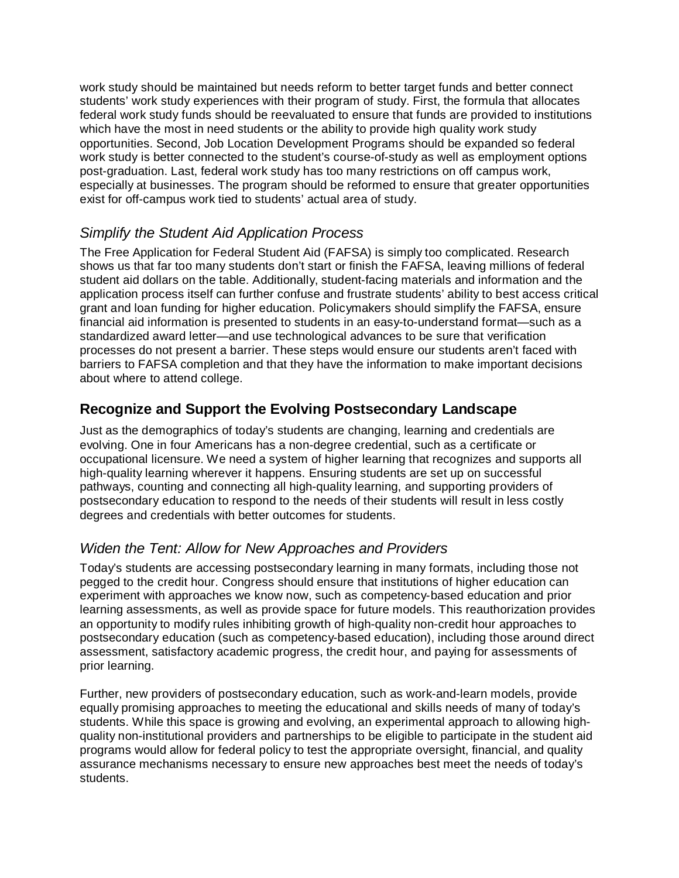work study should be maintained but needs reform to better target funds and better connect students' work study experiences with their program of study. First, the formula that allocates federal work study funds should be reevaluated to ensure that funds are provided to institutions which have the most in need students or the ability to provide high quality work study opportunities. Second, Job Location Development Programs should be expanded so federal work study is better connected to the student's course-of-study as well as employment options post-graduation. Last, federal work study has too many restrictions on off campus work, especially at businesses. The program should be reformed to ensure that greater opportunities exist for off-campus work tied to students' actual area of study.

### *Simplify the Student Aid Application Process*

The Free Application for Federal Student Aid (FAFSA) is simply too complicated. Research shows us that far too many students don't start or finish the FAFSA, leaving millions of federal student aid dollars on the table. Additionally, student-facing materials and information and the application process itself can further confuse and frustrate students' ability to best access critical grant and loan funding for higher education. Policymakers should simplify the FAFSA, ensure financial aid information is presented to students in an easy-to-understand format—such as a standardized award letter—and use technological advances to be sure that verification processes do not present a barrier. These steps would ensure our students aren't faced with barriers to FAFSA completion and that they have the information to make important decisions about where to attend college.

## Recognize and Support the Evolving Postsecondary Landscape

Just as the demographics of today's students are changing, learning and credentials are evolving. One in four Americans has a non-degree credential, such as a certificate or occupational licensure. We need a system of higher learning that recognizes and supports all high-quality learning wherever it happens. Ensuring students are set up on successful pathways, counting and connecting all high-quality learning, and supporting providers of postsecondary education to respond to the needs of their students will result in less costly degrees and credentials with better outcomes for students.

### *Widen the Tent: Allow for New Approaches and Providers*

Today's students are accessing postsecondary learning in many formats, including those not pegged to the credit hour. Congress should ensure that institutions of higher education can experiment with approaches we know now, such as competency-based education and prior learning assessments, as well as provide space for future models. This reauthorization provides an opportunity to modify rules inhibiting growth of high-quality non-credit hour approaches to postsecondary education (such as competency-based education), including those around direct assessment, satisfactory academic progress, the credit hour, and paying for assessments of prior learning.

Further, new providers of postsecondary education, such as work-and-learn models, provide equally promising approaches to meeting the educational and skills needs of many of today's students. While this space is growing and evolving, an experimental approach to allowing high-quality non-institutional providers and partnerships to be eligible to participate in the student aid programs would allow for federal policy to test the appropriate oversight, financial, and quality assurance mechanisms necessary to ensure new approaches best meet the needs of today's students.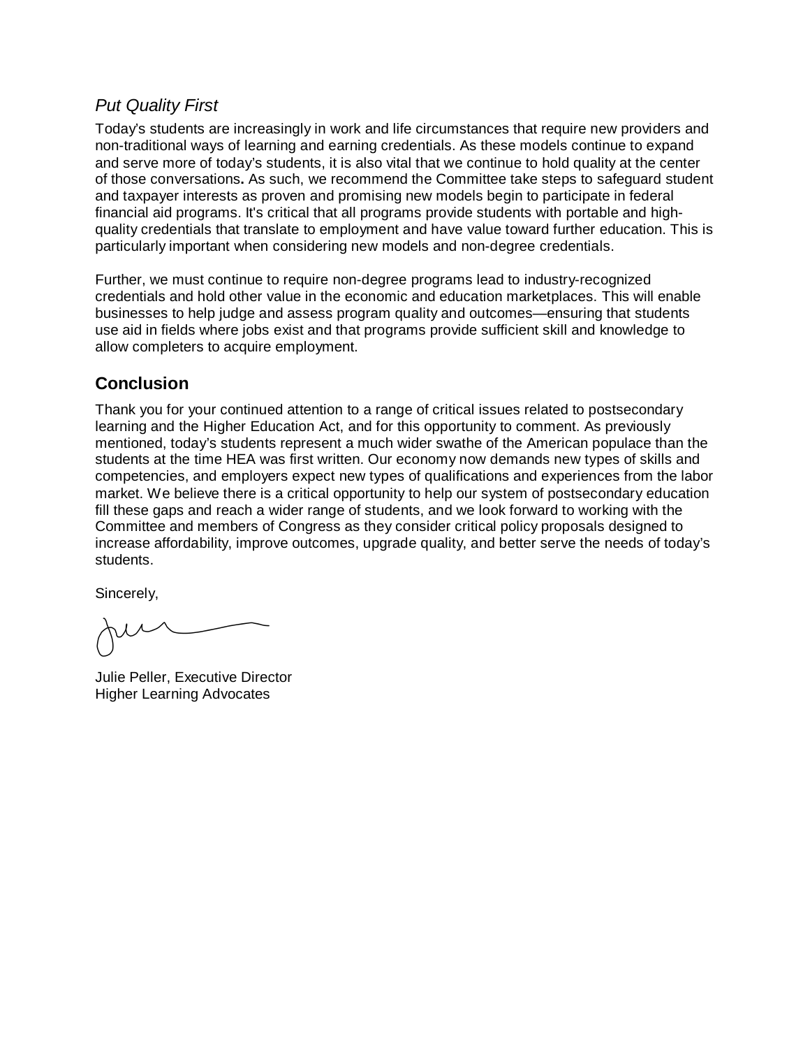*Put Quality First*

Today's students are increasingly in work and life circumstances that require new providers and non-traditional ways of learning and earning credentials. As these models continue to expand and serve more of today's students, it is also vital that we continue to hold quality at the center of those conversations. As such, we recommend the Committee take steps to safeguard student and taxpayer interests as proven and promising new models begin to participate in federal financial aid programs. It's critical that all programs provide students with portable and high-quality credentials that translate to employment and have value toward further education. This is particularly important when considering new models and non-degree credentials.

Further, we must continue to require non-degree programs lead to industry-recognized credentials and hold other value in the economic and education marketplaces. This will enable businesses to help judge and assess program quality and outcomes—ensuring that students use aid in fields where jobs exist and that programs provide sufficient skill and knowledge to allow completers to acquire employment.

## Conclusion

Thank you for your continued attention to a range of critical issues related to postsecondary learning and the Higher Education Act, and for this opportunity to comment. As previously mentioned, today's students represent a much wider swathe of the American populace than the students at the time HEA was first written. Our economy now demands new types of skills and competencies, and employers expect new types of qualifications and experiences from the labor market. We believe there is a critical opportunity to help our system of postsecondary education fill these gaps and reach a wider range of students, and we look forward to working with the Committee and members of Congress as they consider critical policy proposals designed to increase affordability, improve outcomes, upgrade quality, and better serve the needs of today's students.

Sincerely,

Julie Peller, Executive Director
Higher Learning Advocates